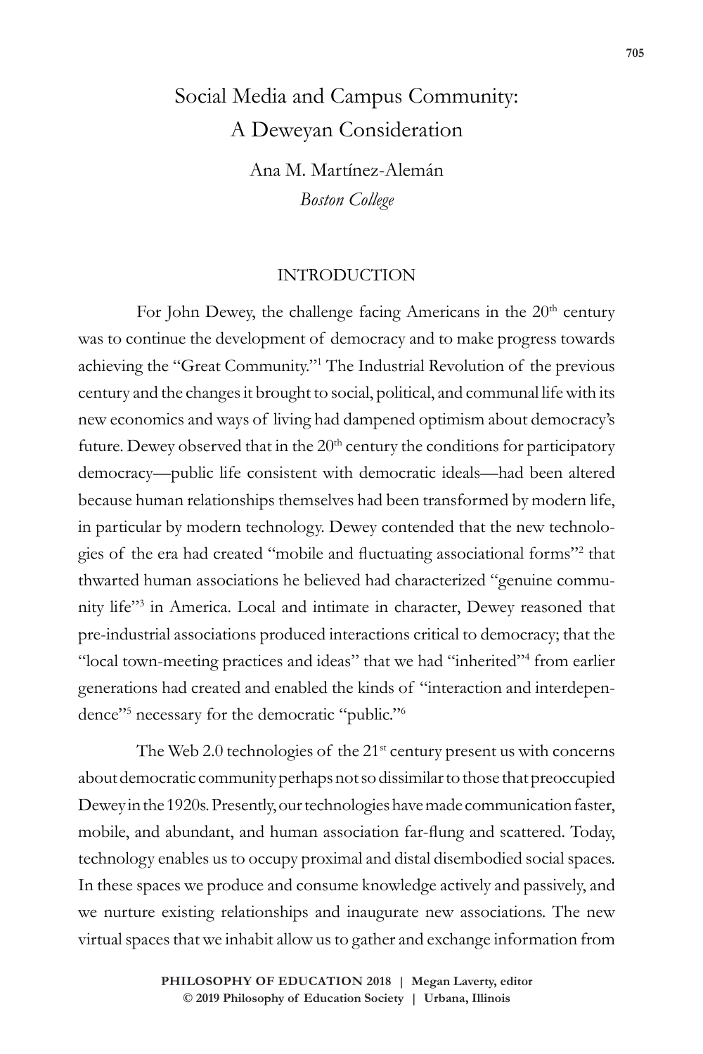# Social Media and Campus Community: A Deweyan Consideration

Ana M. Martínez-Alemán

*Boston College*

## INTRODUCTION

For John Dewey, the challenge facing Americans in the 20th century was to continue the development of democracy and to make progress towards achieving the "Great Community."[1] The Industrial Revolution of the previous century and the changes it brought to social, political, and communal life with its new economics and ways of living had dampened optimism about democracy's future. Dewey observed that in the 20th century the conditions for participatory democracy—public life consistent with democratic ideals—had been altered because human relationships themselves had been transformed by modern life, in particular by modern technology. Dewey contended that the new technologies of the era had created "mobile and fluctuating associational forms"[2] that thwarted human associations he believed had characterized "genuine community life"[3] in America. Local and intimate in character, Dewey reasoned that pre-industrial associations produced interactions critical to democracy; that the "local town-meeting practices and ideas" that we had "inherited"[4] from earlier generations had created and enabled the kinds of "interaction and interdependence"[5] necessary for the democratic "public."[6]

The Web 2.0 technologies of the 21st century present us with concerns about democratic community perhaps not so dissimilar to those that preoccupied Dewey in the 1920s. Presently, our technologies have made communication faster, mobile, and abundant, and human association far-flung and scattered. Today, technology enables us to occupy proximal and distal disembodied social spaces. In these spaces we produce and consume knowledge actively and passively, and we nurture existing relationships and inaugurate new associations. The new virtual spaces that we inhabit allow us to gather and exchange information from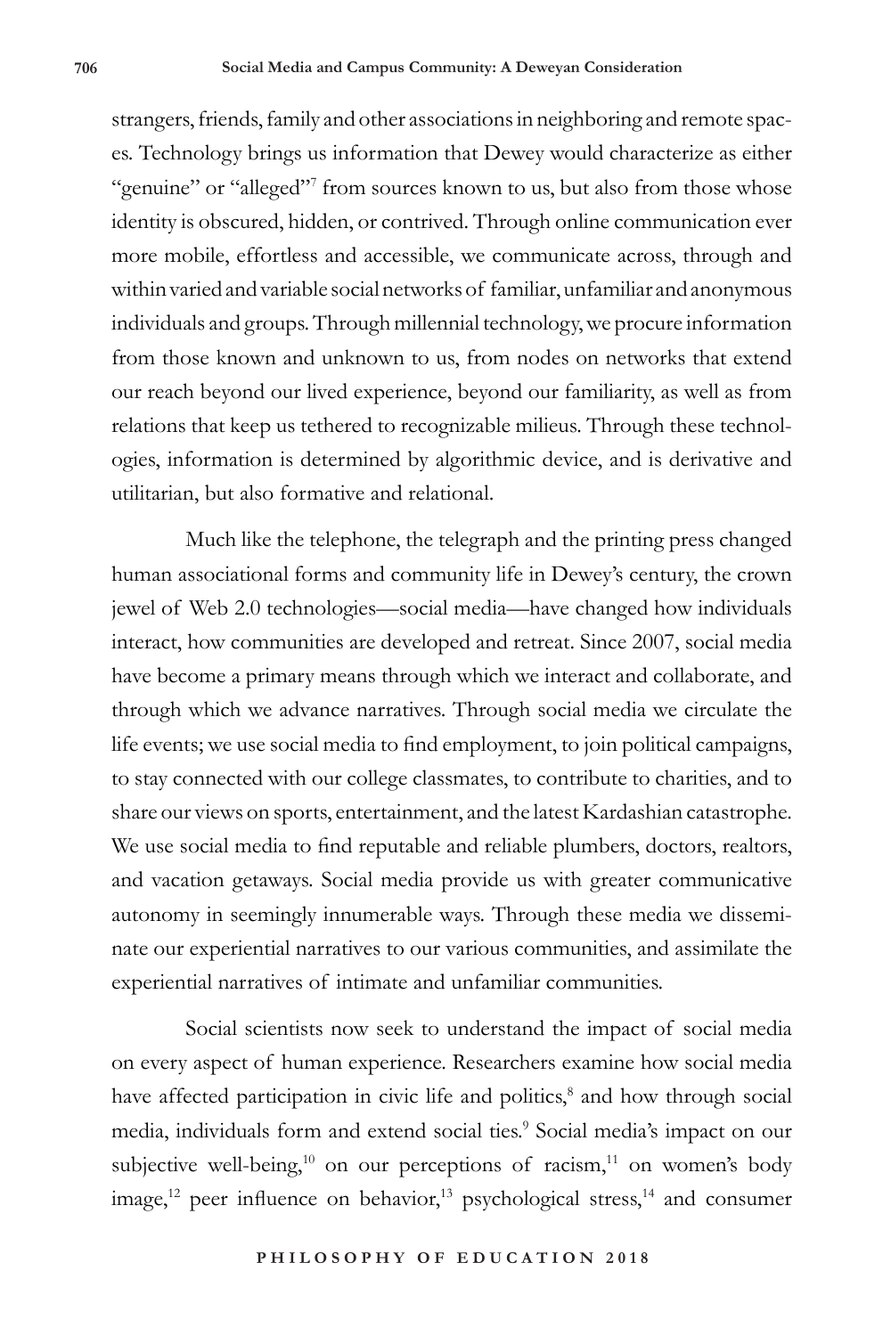strangers, friends, family and other associations in neighboring and remote spaces. Technology brings us information that Dewey would characterize as either "genuine" or "alleged"[7] from sources known to us, but also from those whose identity is obscured, hidden, or contrived. Through online communication ever more mobile, effortless and accessible, we communicate across, through and within varied and variable social networks of familiar, unfamiliar and anonymous individuals and groups. Through millennial technology, we procure information from those known and unknown to us, from nodes on networks that extend our reach beyond our lived experience, beyond our familiarity, as well as from relations that keep us tethered to recognizable milieus. Through these technologies, information is determined by algorithmic device, and is derivative and utilitarian, but also formative and relational.

Much like the telephone, the telegraph and the printing press changed human associational forms and community life in Dewey's century, the crown jewel of Web 2.0 technologies—social media—have changed how individuals interact, how communities are developed and retreat. Since 2007, social media have become a primary means through which we interact and collaborate, and through which we advance narratives. Through social media we circulate the life events; we use social media to find employment, to join political campaigns, to stay connected with our college classmates, to contribute to charities, and to share our views on sports, entertainment, and the latest Kardashian catastrophe. We use social media to find reputable and reliable plumbers, doctors, realtors, and vacation getaways. Social media provide us with greater communicative autonomy in seemingly innumerable ways. Through these media we disseminate our experiential narratives to our various communities, and assimilate the experiential narratives of intimate and unfamiliar communities.

Social scientists now seek to understand the impact of social media on every aspect of human experience. Researchers examine how social media have affected participation in civic life and politics,[8] and how through social media, individuals form and extend social ties.[9] Social media's impact on our subjective well-being,[10] on our perceptions of racism,[11] on women's body image,[12] peer influence on behavior,[13] psychological stress,[14] and consumer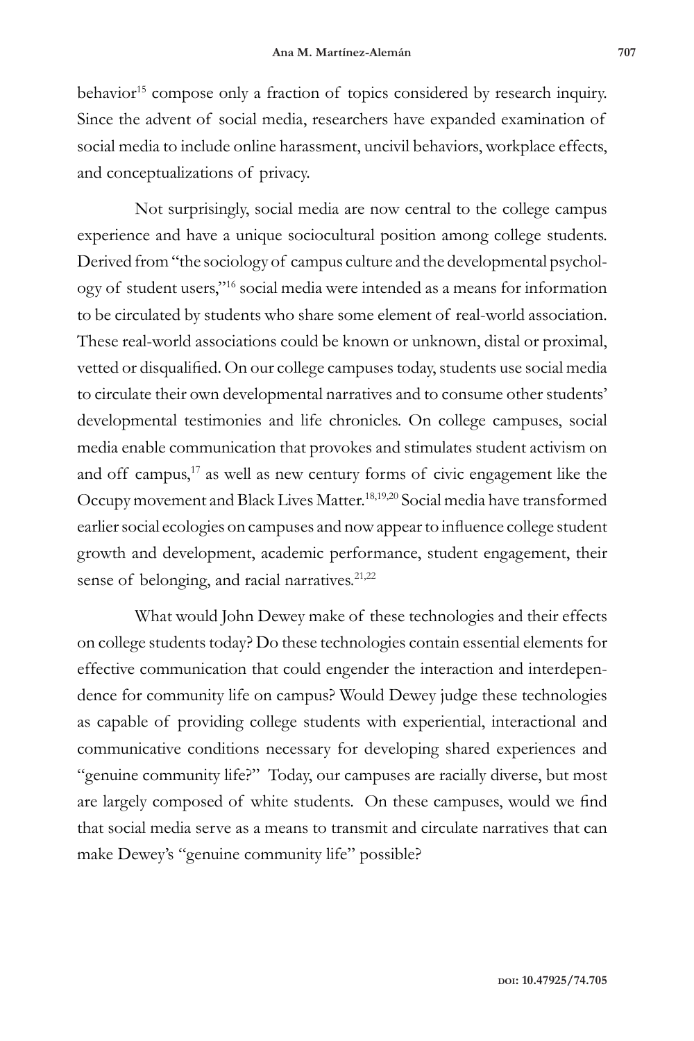behavior[15] compose only a fraction of topics considered by research inquiry. Since the advent of social media, researchers have expanded examination of social media to include online harassment, uncivil behaviors, workplace effects, and conceptualizations of privacy.

Not surprisingly, social media are now central to the college campus experience and have a unique sociocultural position among college students. Derived from "the sociology of campus culture and the developmental psychology of student users,"[16] social media were intended as a means for information to be circulated by students who share some element of real-world association. These real-world associations could be known or unknown, distal or proximal, vetted or disqualified. On our college campuses today, students use social media to circulate their own developmental narratives and to consume other students' developmental testimonies and life chronicles. On college campuses, social media enable communication that provokes and stimulates student activism on and off campus,[17] as well as new century forms of civic engagement like the Occupy movement and Black Lives Matter.[18,19,20] Social media have transformed earlier social ecologies on campuses and now appear to influence college student growth and development, academic performance, student engagement, their sense of belonging, and racial narratives.[21,22]

What would John Dewey make of these technologies and their effects on college students today? Do these technologies contain essential elements for effective communication that could engender the interaction and interdependence for community life on campus? Would Dewey judge these technologies as capable of providing college students with experiential, interactional and communicative conditions necessary for developing shared experiences and "genuine community life?" Today, our campuses are racially diverse, but most are largely composed of white students. On these campuses, would we find that social media serve as a means to transmit and circulate narratives that can make Dewey's "genuine community life" possible?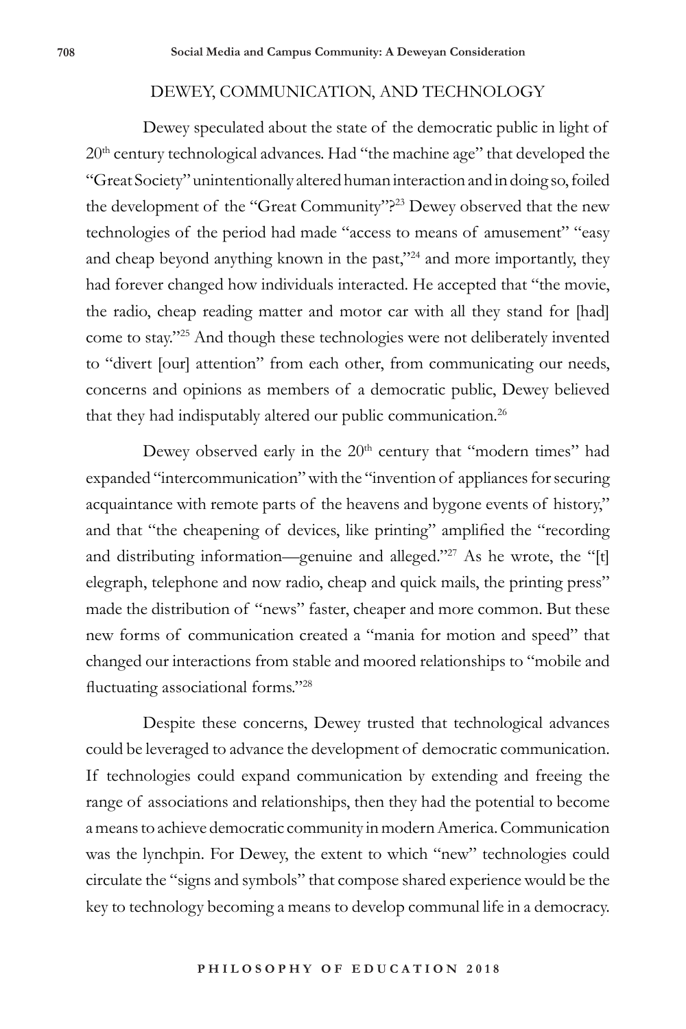## DEWEY, COMMUNICATION, AND TECHNOLOGY

Dewey speculated about the state of the democratic public in light of 20th century technological advances. Had "the machine age" that developed the "Great Society" unintentionally altered human interaction and in doing so, foiled the development of the "Great Community"?[23] Dewey observed that the new technologies of the period had made "access to means of amusement" "easy and cheap beyond anything known in the past,"[24] and more importantly, they had forever changed how individuals interacted. He accepted that "the movie, the radio, cheap reading matter and motor car with all they stand for [had] come to stay."[25] And though these technologies were not deliberately invented to "divert [our] attention" from each other, from communicating our needs, concerns and opinions as members of a democratic public, Dewey believed that they had indisputably altered our public communication.[26]

Dewey observed early in the 20th century that "modern times" had expanded "intercommunication" with the "invention of appliances for securing acquaintance with remote parts of the heavens and bygone events of history," and that "the cheapening of devices, like printing" amplified the "recording and distributing information—genuine and alleged."[27] As he wrote, the "[t]elegraph, telephone and now radio, cheap and quick mails, the printing press" made the distribution of "news" faster, cheaper and more common. But these new forms of communication created a "mania for motion and speed" that changed our interactions from stable and moored relationships to "mobile and fluctuating associational forms."[28]

Despite these concerns, Dewey trusted that technological advances could be leveraged to advance the development of democratic communication. If technologies could expand communication by extending and freeing the range of associations and relationships, then they had the potential to become a means to achieve democratic community in modern America. Communication was the lynchpin. For Dewey, the extent to which "new" technologies could circulate the "signs and symbols" that compose shared experience would be the key to technology becoming a means to develop communal life in a democracy.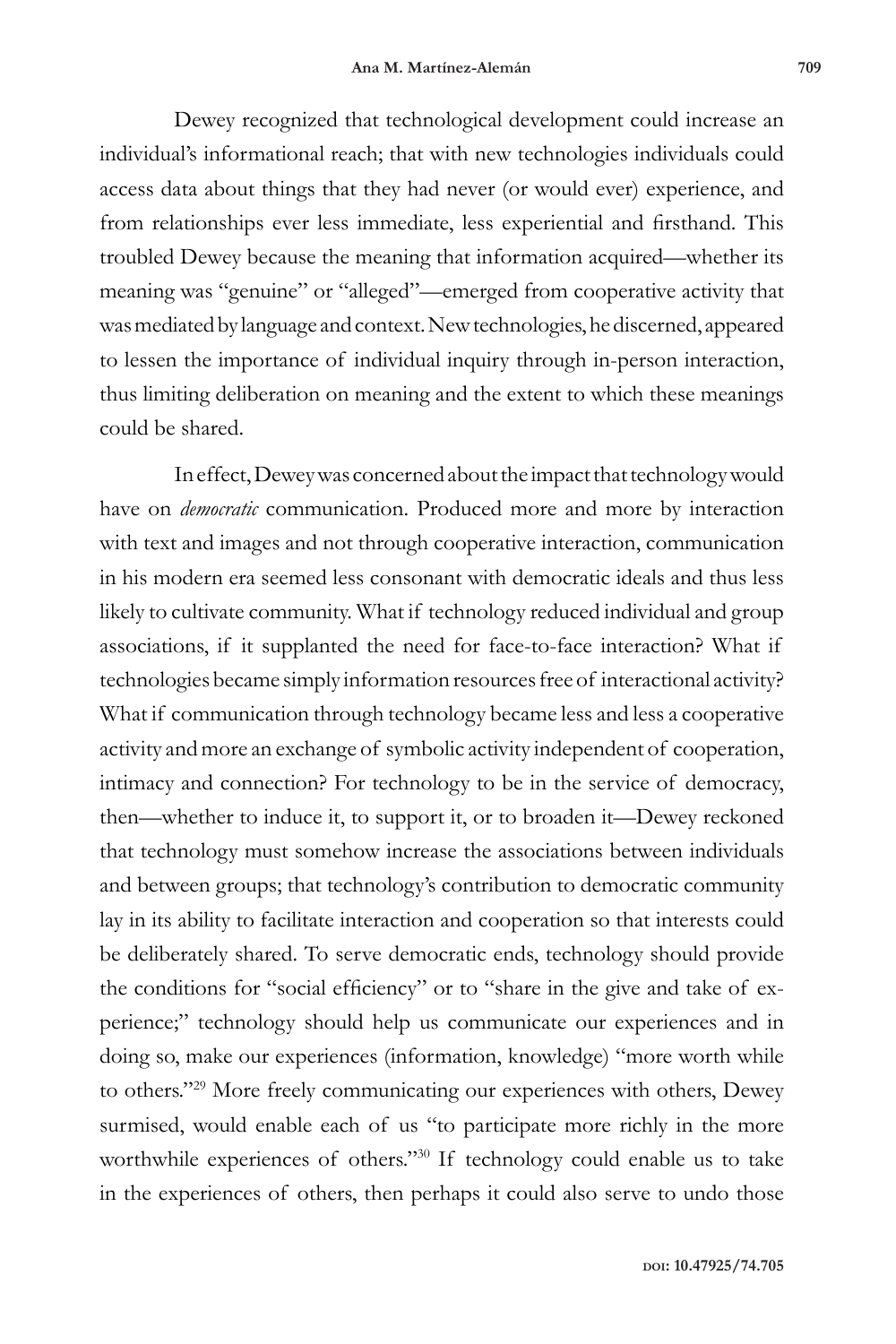Dewey recognized that technological development could increase an individual's informational reach; that with new technologies individuals could access data about things that they had never (or would ever) experience, and from relationships ever less immediate, less experiential and firsthand. This troubled Dewey because the meaning that information acquired—whether its meaning was "genuine" or "alleged"—emerged from cooperative activity that was mediated by language and context. New technologies, he discerned, appeared to lessen the importance of individual inquiry through in-person interaction, thus limiting deliberation on meaning and the extent to which these meanings could be shared.

In effect, Dewey was concerned about the impact that technology would have on *democratic* communication. Produced more and more by interaction with text and images and not through cooperative interaction, communication in his modern era seemed less consonant with democratic ideals and thus less likely to cultivate community. What if technology reduced individual and group associations, if it supplanted the need for face-to-face interaction? What if technologies became simply information resources free of interactional activity? What if communication through technology became less and less a cooperative activity and more an exchange of symbolic activity independent of cooperation, intimacy and connection? For technology to be in the service of democracy, then—whether to induce it, to support it, or to broaden it—Dewey reckoned that technology must somehow increase the associations between individuals and between groups; that technology's contribution to democratic community lay in its ability to facilitate interaction and cooperation so that interests could be deliberately shared. To serve democratic ends, technology should provide the conditions for "social efficiency" or to "share in the give and take of experience;" technology should help us communicate our experiences and in doing so, make our experiences (information, knowledge) "more worth while to others."[29] More freely communicating our experiences with others, Dewey surmised, would enable each of us "to participate more richly in the more worthwhile experiences of others."[30] If technology could enable us to take in the experiences of others, then perhaps it could also serve to undo those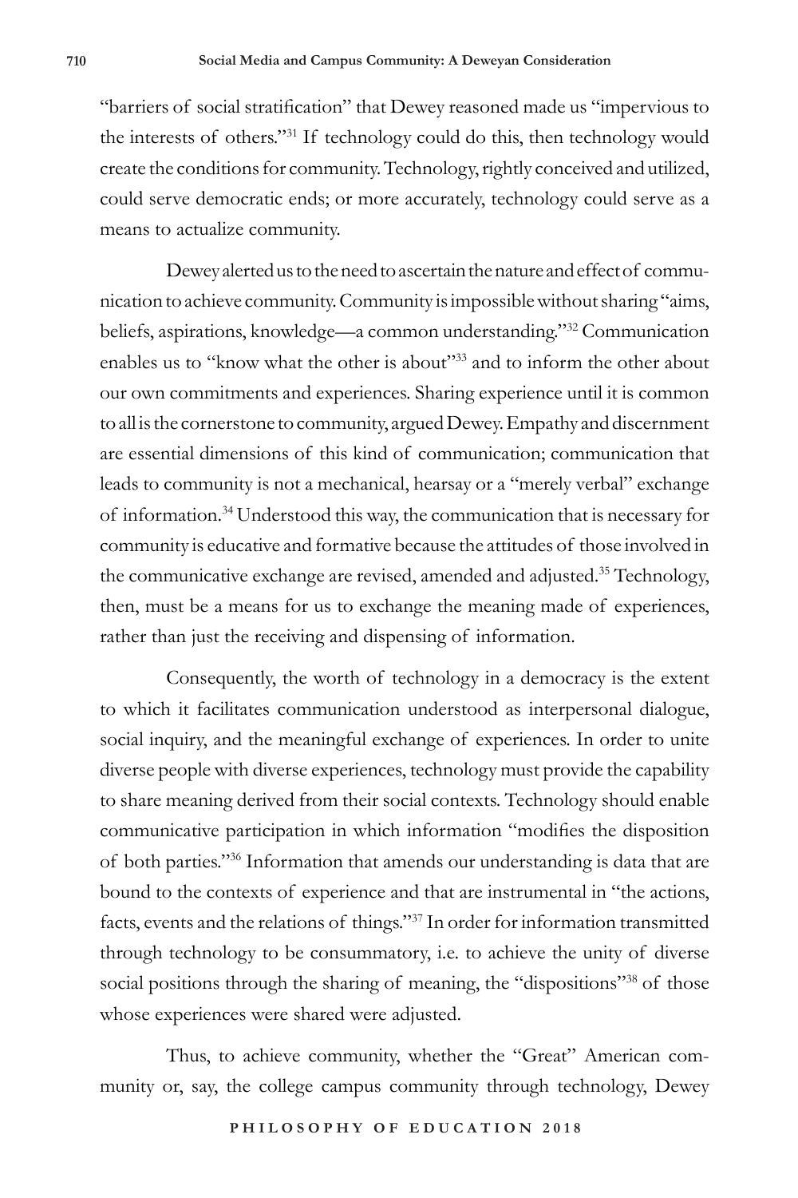"barriers of social stratification" that Dewey reasoned made us "impervious to the interests of others."[31] If technology could do this, then technology would create the conditions for community. Technology, rightly conceived and utilized, could serve democratic ends; or more accurately, technology could serve as a means to actualize community.

Dewey alerted us to the need to ascertain the nature and effect of communication to achieve community. Community is impossible without sharing "aims, beliefs, aspirations, knowledge—a common understanding."[32] Communication enables us to "know what the other is about"[33] and to inform the other about our own commitments and experiences. Sharing experience until it is common to all is the cornerstone to community, argued Dewey. Empathy and discernment are essential dimensions of this kind of communication; communication that leads to community is not a mechanical, hearsay or a "merely verbal" exchange of information.[34] Understood this way, the communication that is necessary for community is educative and formative because the attitudes of those involved in the communicative exchange are revised, amended and adjusted.[35] Technology, then, must be a means for us to exchange the meaning made of experiences, rather than just the receiving and dispensing of information.

Consequently, the worth of technology in a democracy is the extent to which it facilitates communication understood as interpersonal dialogue, social inquiry, and the meaningful exchange of experiences. In order to unite diverse people with diverse experiences, technology must provide the capability to share meaning derived from their social contexts. Technology should enable communicative participation in which information "modifies the disposition of both parties."[36] Information that amends our understanding is data that are bound to the contexts of experience and that are instrumental in "the actions, facts, events and the relations of things."[37] In order for information transmitted through technology to be consummatory, i.e. to achieve the unity of diverse social positions through the sharing of meaning, the "dispositions"[38] of those whose experiences were shared were adjusted.

Thus, to achieve community, whether the "Great" American community or, say, the college campus community through technology, Dewey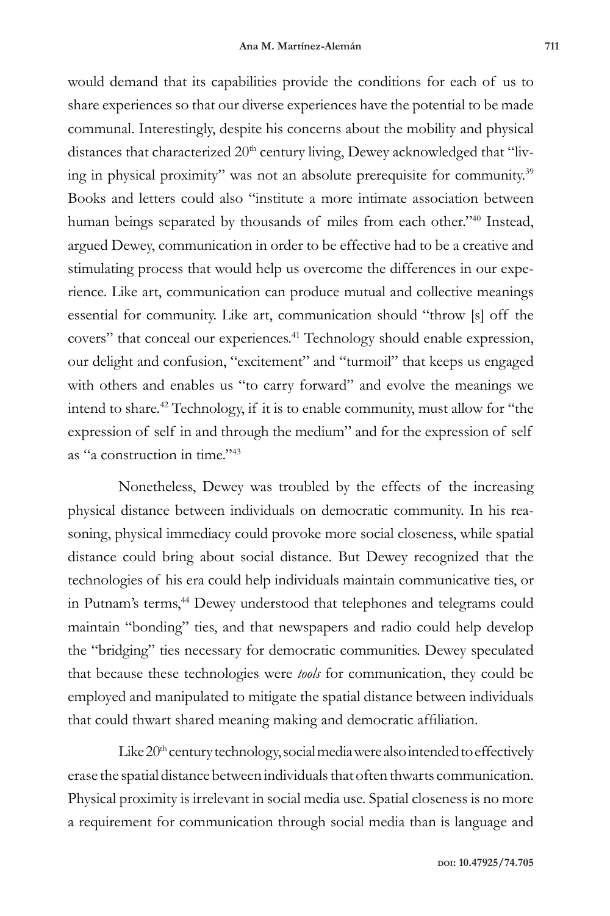would demand that its capabilities provide the conditions for each of us to share experiences so that our diverse experiences have the potential to be made communal. Interestingly, despite his concerns about the mobility and physical distances that characterized 20th century living, Dewey acknowledged that "living in physical proximity" was not an absolute prerequisite for community.[39] Books and letters could also "institute a more intimate association between human beings separated by thousands of miles from each other."[40] Instead, argued Dewey, communication in order to be effective had to be a creative and stimulating process that would help us overcome the differences in our experience. Like art, communication can produce mutual and collective meanings essential for community. Like art, communication should "throw [s] off the covers" that conceal our experiences.[41] Technology should enable expression, our delight and confusion, "excitement" and "turmoil" that keeps us engaged with others and enables us "to carry forward" and evolve the meanings we intend to share.[42] Technology, if it is to enable community, must allow for "the expression of self in and through the medium" and for the expression of self as "a construction in time."[43]

Nonetheless, Dewey was troubled by the effects of the increasing physical distance between individuals on democratic community. In his reasoning, physical immediacy could provoke more social closeness, while spatial distance could bring about social distance. But Dewey recognized that the technologies of his era could help individuals maintain communicative ties, or in Putnam's terms,[44] Dewey understood that telephones and telegrams could maintain "bonding" ties, and that newspapers and radio could help develop the "bridging" ties necessary for democratic communities. Dewey speculated that because these technologies were *tools* for communication, they could be employed and manipulated to mitigate the spatial distance between individuals that could thwart shared meaning making and democratic affiliation.

Like 20th century technology, social media were also intended to effectively erase the spatial distance between individuals that often thwarts communication. Physical proximity is irrelevant in social media use. Spatial closeness is no more a requirement for communication through social media than is language and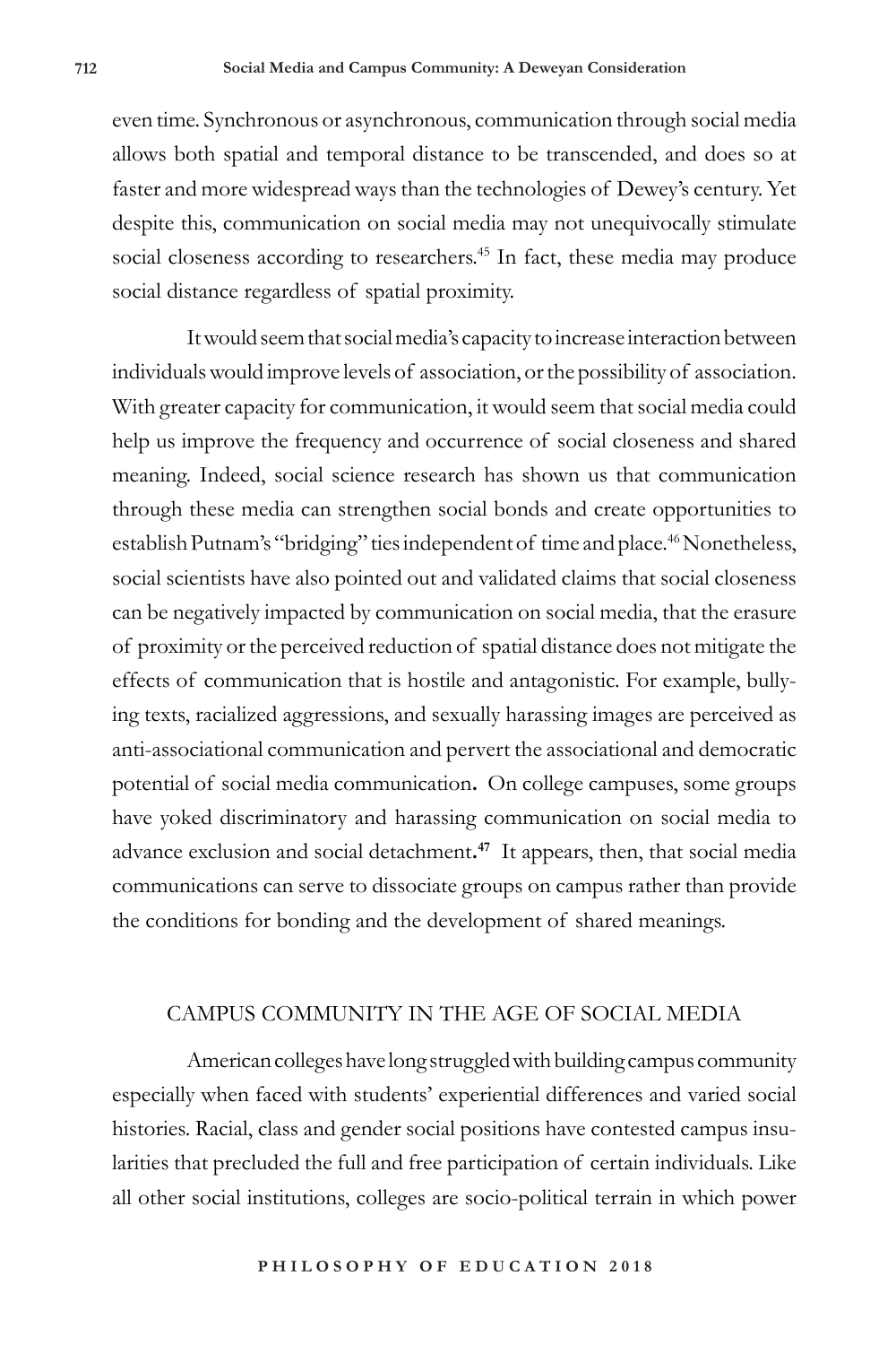even time. Synchronous or asynchronous, communication through social media allows both spatial and temporal distance to be transcended, and does so at faster and more widespread ways than the technologies of Dewey's century. Yet despite this, communication on social media may not unequivocally stimulate social closeness according to researchers.[45] In fact, these media may produce social distance regardless of spatial proximity.

It would seem that social media's capacity to increase interaction between individuals would improve levels of association, or the possibility of association. With greater capacity for communication, it would seem that social media could help us improve the frequency and occurrence of social closeness and shared meaning. Indeed, social science research has shown us that communication through these media can strengthen social bonds and create opportunities to establish Putnam's "bridging" ties independent of time and place.[46] Nonetheless, social scientists have also pointed out and validated claims that social closeness can be negatively impacted by communication on social media, that the erasure of proximity or the perceived reduction of spatial distance does not mitigate the effects of communication that is hostile and antagonistic. For example, bullying texts, racialized aggressions, and sexually harassing images are perceived as anti-associational communication and pervert the associational and democratic potential of social media communication**.** On college campuses, some groups have yoked discriminatory and harassing communication on social media to advance exclusion and social detachment**.**[47] It appears, then, that social media communications can serve to dissociate groups on campus rather than provide the conditions for bonding and the development of shared meanings.

## CAMPUS COMMUNITY IN THE AGE OF SOCIAL MEDIA

American colleges have long struggled with building campus community especially when faced with students' experiential differences and varied social histories. Racial, class and gender social positions have contested campus insularities that precluded the full and free participation of certain individuals. Like all other social institutions, colleges are socio-political terrain in which power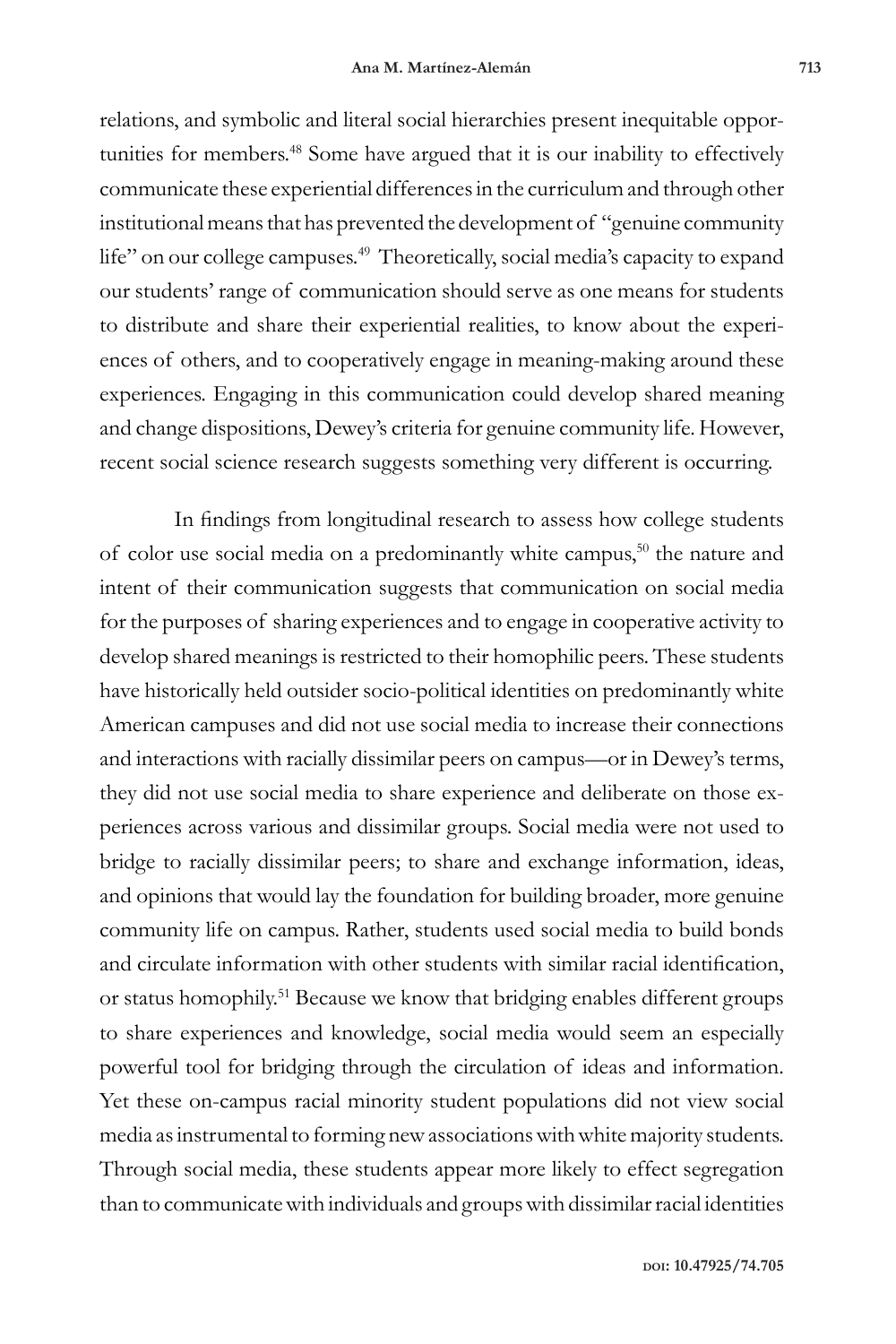relations, and symbolic and literal social hierarchies present inequitable opportunities for members.[48] Some have argued that it is our inability to effectively communicate these experiential differences in the curriculum and through other institutional means that has prevented the development of "genuine community life" on our college campuses.[49] Theoretically, social media's capacity to expand our students' range of communication should serve as one means for students to distribute and share their experiential realities, to know about the experiences of others, and to cooperatively engage in meaning-making around these experiences. Engaging in this communication could develop shared meaning and change dispositions, Dewey's criteria for genuine community life. However, recent social science research suggests something very different is occurring.

In findings from longitudinal research to assess how college students of color use social media on a predominantly white campus,[50] the nature and intent of their communication suggests that communication on social media for the purposes of sharing experiences and to engage in cooperative activity to develop shared meanings is restricted to their homophilic peers. These students have historically held outsider socio-political identities on predominantly white American campuses and did not use social media to increase their connections and interactions with racially dissimilar peers on campus—or in Dewey's terms, they did not use social media to share experience and deliberate on those experiences across various and dissimilar groups. Social media were not used to bridge to racially dissimilar peers; to share and exchange information, ideas, and opinions that would lay the foundation for building broader, more genuine community life on campus. Rather, students used social media to build bonds and circulate information with other students with similar racial identification, or status homophily.[51] Because we know that bridging enables different groups to share experiences and knowledge, social media would seem an especially powerful tool for bridging through the circulation of ideas and information. Yet these on-campus racial minority student populations did not view social media as instrumental to forming new associations with white majority students. Through social media, these students appear more likely to effect segregation than to communicate with individuals and groups with dissimilar racial identities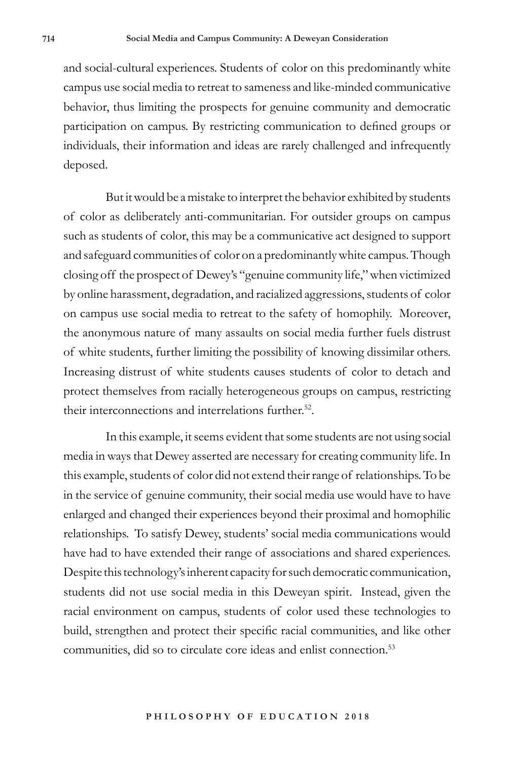and social-cultural experiences. Students of color on this predominantly white campus use social media to retreat to sameness and like-minded communicative behavior, thus limiting the prospects for genuine community and democratic participation on campus. By restricting communication to defined groups or individuals, their information and ideas are rarely challenged and infrequently deposed.

But it would be a mistake to interpret the behavior exhibited by students of color as deliberately anti-communitarian. For outsider groups on campus such as students of color, this may be a communicative act designed to support and safeguard communities of color on a predominantly white campus. Though closing off the prospect of Dewey's "genuine community life," when victimized by online harassment, degradation, and racialized aggressions, students of color on campus use social media to retreat to the safety of homophily. Moreover, the anonymous nature of many assaults on social media further fuels distrust of white students, further limiting the possibility of knowing dissimilar others. Increasing distrust of white students causes students of color to detach and protect themselves from racially heterogeneous groups on campus, restricting their interconnections and interrelations further.[52].

In this example, it seems evident that some students are not using social media in ways that Dewey asserted are necessary for creating community life. In this example, students of color did not extend their range of relationships. To be in the service of genuine community, their social media use would have to have enlarged and changed their experiences beyond their proximal and homophilic relationships. To satisfy Dewey, students' social media communications would have had to have extended their range of associations and shared experiences. Despite this technology's inherent capacity for such democratic communication, students did not use social media in this Deweyan spirit. Instead, given the racial environment on campus, students of color used these technologies to build, strengthen and protect their specific racial communities, and like other communities, did so to circulate core ideas and enlist connection.[53]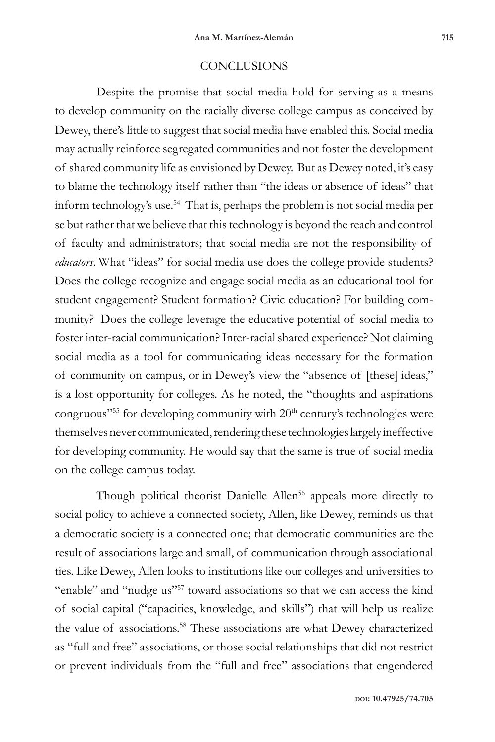## CONCLUSIONS

Despite the promise that social media hold for serving as a means to develop community on the racially diverse college campus as conceived by Dewey, there's little to suggest that social media have enabled this. Social media may actually reinforce segregated communities and not foster the development of shared community life as envisioned by Dewey. But as Dewey noted, it's easy to blame the technology itself rather than "the ideas or absence of ideas" that inform technology's use.[54] That is, perhaps the problem is not social media per se but rather that we believe that this technology is beyond the reach and control of faculty and administrators; that social media are not the responsibility of *educators*. What "ideas" for social media use does the college provide students? Does the college recognize and engage social media as an educational tool for student engagement? Student formation? Civic education? For building community? Does the college leverage the educative potential of social media to foster inter-racial communication? Inter-racial shared experience? Not claiming social media as a tool for communicating ideas necessary for the formation of community on campus, or in Dewey's view the "absence of [these] ideas," is a lost opportunity for colleges. As he noted, the "thoughts and aspirations congruous"[55] for developing community with 20th century's technologies were themselves never communicated, rendering these technologies largely ineffective for developing community. He would say that the same is true of social media on the college campus today.

Though political theorist Danielle Allen[56] appeals more directly to social policy to achieve a connected society, Allen, like Dewey, reminds us that a democratic society is a connected one; that democratic communities are the result of associations large and small, of communication through associational ties. Like Dewey, Allen looks to institutions like our colleges and universities to "enable" and "nudge us"[57] toward associations so that we can access the kind of social capital ("capacities, knowledge, and skills") that will help us realize the value of associations.[58] These associations are what Dewey characterized as "full and free" associations, or those social relationships that did not restrict or prevent individuals from the "full and free" associations that engendered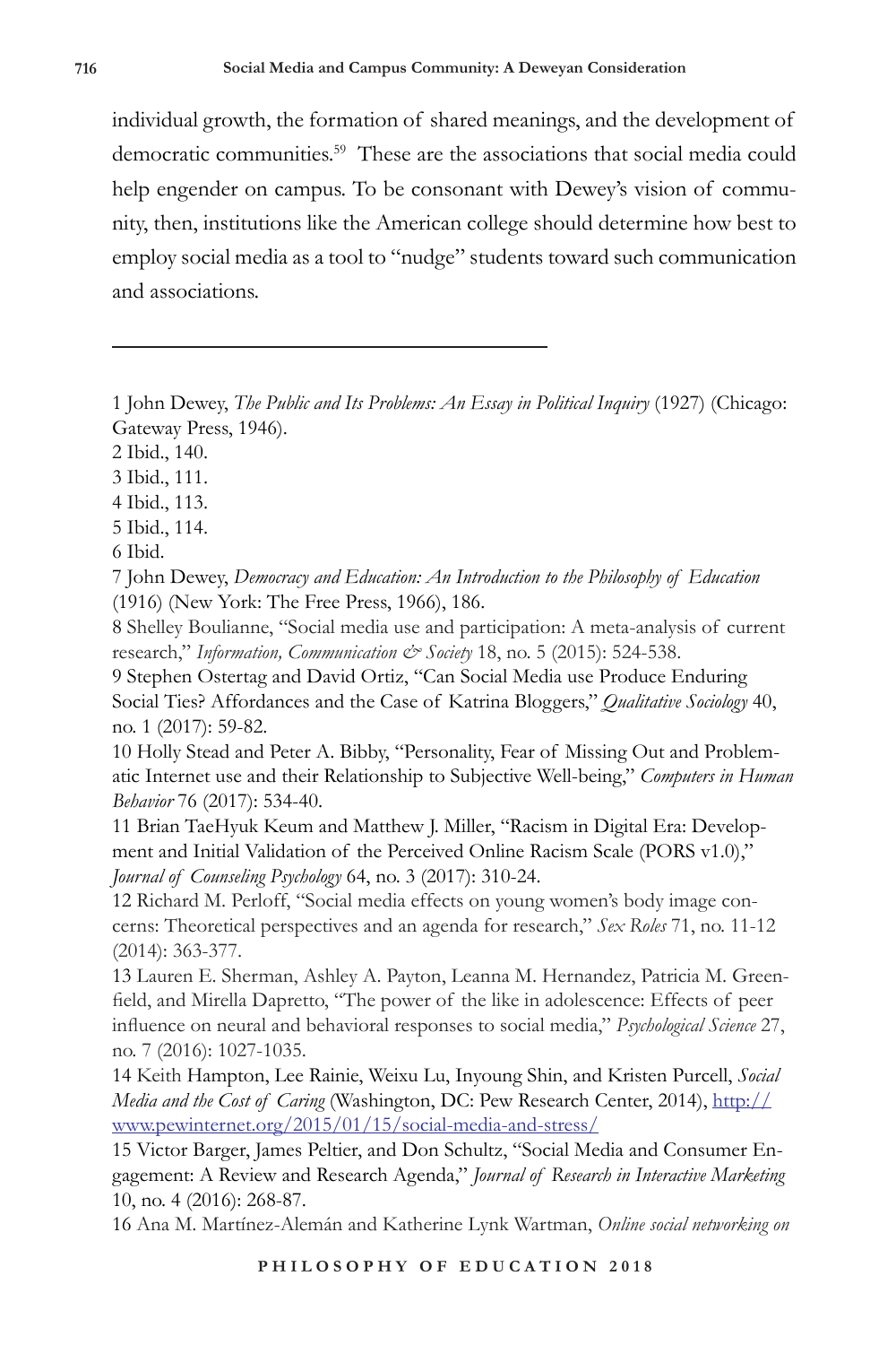individual growth, the formation of shared meanings, and the development of democratic communities.[59] These are the associations that social media could help engender on campus. To be consonant with Dewey's vision of community, then, institutions like the American college should determine how best to employ social media as a tool to "nudge" students toward such communication and associations.

---

1 John Dewey, *The Public and Its Problems: An Essay in Political Inquiry* (1927) (Chicago: Gateway Press, 1946).

2 Ibid., 140.

3 Ibid., 111.

4 Ibid., 113.

5 Ibid., 114.

6 Ibid.

7 John Dewey, *Democracy and Education: An Introduction to the Philosophy of Education* (1916) (New York: The Free Press, 1966), 186.

8 Shelley Boulianne, "Social media use and participation: A meta-analysis of current research," *Information, Communication & Society* 18, no. 5 (2015): 524-538.

9 Stephen Ostertag and David Ortiz, "Can Social Media use Produce Enduring Social Ties? Affordances and the Case of Katrina Bloggers," *Qualitative Sociology* 40, no. 1 (2017): 59-82.

10 Holly Stead and Peter A. Bibby, "Personality, Fear of Missing Out and Problematic Internet use and their Relationship to Subjective Well-being," *Computers in Human Behavior* 76 (2017): 534-40.

11 Brian TaeHyuk Keum and Matthew J. Miller, "Racism in Digital Era: Development and Initial Validation of the Perceived Online Racism Scale (PORS v1.0)," *Journal of Counseling Psychology* 64, no. 3 (2017): 310-24.

12 Richard M. Perloff, "Social media effects on young women's body image concerns: Theoretical perspectives and an agenda for research," *Sex Roles* 71, no. 11-12 (2014): 363-377.

13 Lauren E. Sherman, Ashley A. Payton, Leanna M. Hernandez, Patricia M. Greenfield, and Mirella Dapretto, "The power of the like in adolescence: Effects of peer influence on neural and behavioral responses to social media," *Psychological Science* 27, no. 7 (2016): 1027-1035.

14 Keith Hampton, Lee Rainie, Weixu Lu, Inyoung Shin, and Kristen Purcell, *Social Media and the Cost of Caring* (Washington, DC: Pew Research Center, 2014), http://www.pewinternet.org/2015/01/15/social-media-and-stress/

15 Victor Barger, James Peltier, and Don Schultz, "Social Media and Consumer Engagement: A Review and Research Agenda," *Journal of Research in Interactive Marketing* 10, no. 4 (2016): 268-87.

16 Ana M. Martínez-Alemán and Katherine Lynk Wartman, *Online social networking on*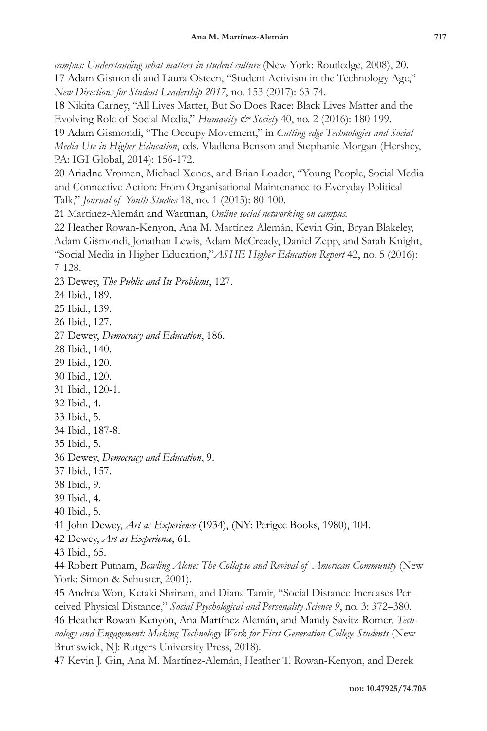*campus: Understanding what matters in student culture* (New York: Routledge, 2008), 20.

17 Adam Gismondi and Laura Osteen, "Student Activism in the Technology Age," *New Directions for Student Leadership 2017*, no. 153 (2017): 63-74.

18 Nikita Carney, "All Lives Matter, But So Does Race: Black Lives Matter and the Evolving Role of Social Media," *Humanity & Society* 40, no. 2 (2016): 180-199.

19 Adam Gismondi, "The Occupy Movement," in *Cutting-edge Technologies and Social Media Use in Higher Education*, eds. Vladlena Benson and Stephanie Morgan (Hershey, PA: IGI Global, 2014): 156-172.

20 Ariadne Vromen, Michael Xenos, and Brian Loader, "Young People, Social Media and Connective Action: From Organisational Maintenance to Everyday Political Talk," *Journal of Youth Studies* 18, no. 1 (2015): 80-100.

21 Martínez-Alemán and Wartman, *Online social networking on campus.*

22 Heather Rowan-Kenyon, Ana M. Martínez Alemán, Kevin Gin, Bryan Blakeley, Adam Gismondi, Jonathan Lewis, Adam McCready, Daniel Zepp, and Sarah Knight, "Social Media in Higher Education,"*ASHE Higher Education Report* 42, no. 5 (2016): 7-128.

23 Dewey, *The Public and Its Problems*, 127.

24 Ibid., 189.

25 Ibid., 139.

26 Ibid., 127.

27 Dewey, *Democracy and Education*, 186.

28 Ibid., 140.

29 Ibid., 120.

30 Ibid., 120.

31 Ibid., 120-1.

32 Ibid., 4.

33 Ibid., 5.

34 Ibid., 187-8.

35 Ibid., 5.

36 Dewey, *Democracy and Education*, 9.

37 Ibid., 157.

38 Ibid., 9.

39 Ibid., 4.

40 Ibid., 5.

41 John Dewey, *Art as Experience* (1934), (NY: Perigee Books, 1980), 104.

42 Dewey, *Art as Experience*, 61.

43 Ibid., 65.

44 Robert Putnam, *Bowling Alone: The Collapse and Revival of American Community* (New York: Simon & Schuster, 2001).

45 Andrea Won, Ketaki Shriram, and Diana Tamir, "Social Distance Increases Perceived Physical Distance," *Social Psychological and Personality Science 9*, no. 3: 372–380.

46 Heather Rowan-Kenyon, Ana Martínez Alemán, and Mandy Savitz-Romer, *Technology and Engagement: Making Technology Work for First Generation College Students* (New Brunswick, NJ: Rutgers University Press, 2018).

47 Kevin J. Gin, Ana M. Martínez-Alemán, Heather T. Rowan-Kenyon, and Derek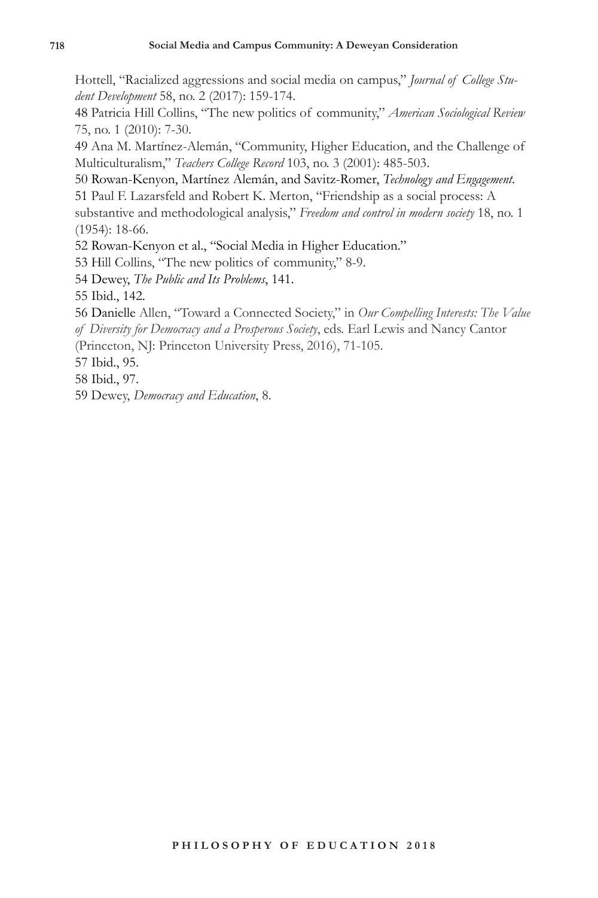Hottell, "Racialized aggressions and social media on campus," *Journal of College Student Development* 58, no. 2 (2017): 159-174.

48 Patricia Hill Collins, "The new politics of community," *American Sociological Review* 75, no. 1 (2010): 7-30.

49 Ana M. Martínez-Alemán, "Community, Higher Education, and the Challenge of Multiculturalism," *Teachers College Record* 103, no. 3 (2001): 485-503.

50 Rowan-Kenyon, Martínez Alemán, and Savitz-Romer, *Technology and Engagement*.

51 Paul F. Lazarsfeld and Robert K. Merton, "Friendship as a social process: A substantive and methodological analysis," *Freedom and control in modern society* 18, no. 1 (1954): 18-66.

52 Rowan-Kenyon et al., "Social Media in Higher Education."

53 Hill Collins, "The new politics of community," 8-9.

54 Dewey, *The Public and Its Problems*, 141.

55 Ibid., 142.

56 Danielle Allen, "Toward a Connected Society," in *Our Compelling Interests: The Value of Diversity for Democracy and a Prosperous Society*, eds. Earl Lewis and Nancy Cantor (Princeton, NJ: Princeton University Press, 2016), 71-105.

57 Ibid., 95.

58 Ibid., 97.

59 Dewey, *Democracy and Education*, 8.